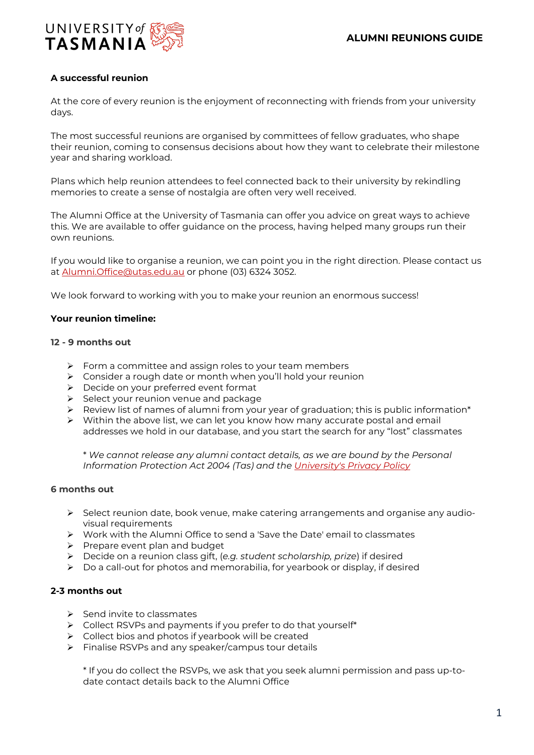# ALUMNI REUNIONS GUIDE

## A successful reunion

At the core of every reunion is the enjoyment of reconnecting with friends from your university days.

The most successful reunions are organised by committees of fellow graduates, who shape their reunion, coming to consensus decisions about how they want to celebrate their milestone year and sharing workload.

Plans which help reunion attendees to feel connected back to their university by rekindling memories to create a sense of nostalgia are often very well received.

The Alumni Office at the University of Tasmania can offer you advice on great ways to achieve this. We are available to offer guidance on the process, having helped many groups run their own reunions.

If you would like to organise a reunion, we can point you in the right direction. Please contact us at Alumni.Office@utas.edu.au or phone (03) 6324 3052.

We look forward to working with you to make your reunion an enormous success!

## Your reunion timeline:

### 12 - 9 months out

- Form a committee and assign roles to your team members
- Consider a rough date or month when you'll hold your reunion
- Decide on your preferred event format
- Select your reunion venue and package
- Review list of names of alumni from your year of graduation; this is public information*
- Within the above list, we can let you know how many accurate postal and email addresses we hold in our database, and you start the search for any "lost" classmates

  *\* We cannot release any alumni contact details, as we are bound by the Personal Information Protection Act 2004 (Tas) and the University's Privacy Policy*

### 6 months out

- Select reunion date, book venue, make catering arrangements and organise any audio-visual requirements
- Work with the Alumni Office to send a 'Save the Date' email to classmates
- Prepare event plan and budget
- Decide on a reunion class gift, (*e.g. student scholarship, prize*) if desired
- Do a call-out for photos and memorabilia, for yearbook or display, if desired

### 2-3 months out

- Send invite to classmates
- Collect RSVPs and payments if you prefer to do that yourself*
- Collect bios and photos if yearbook will be created
- Finalise RSVPs and any speaker/campus tour details

  \* If you do collect the RSVPs, we ask that you seek alumni permission and pass up-to-date contact details back to the Alumni Office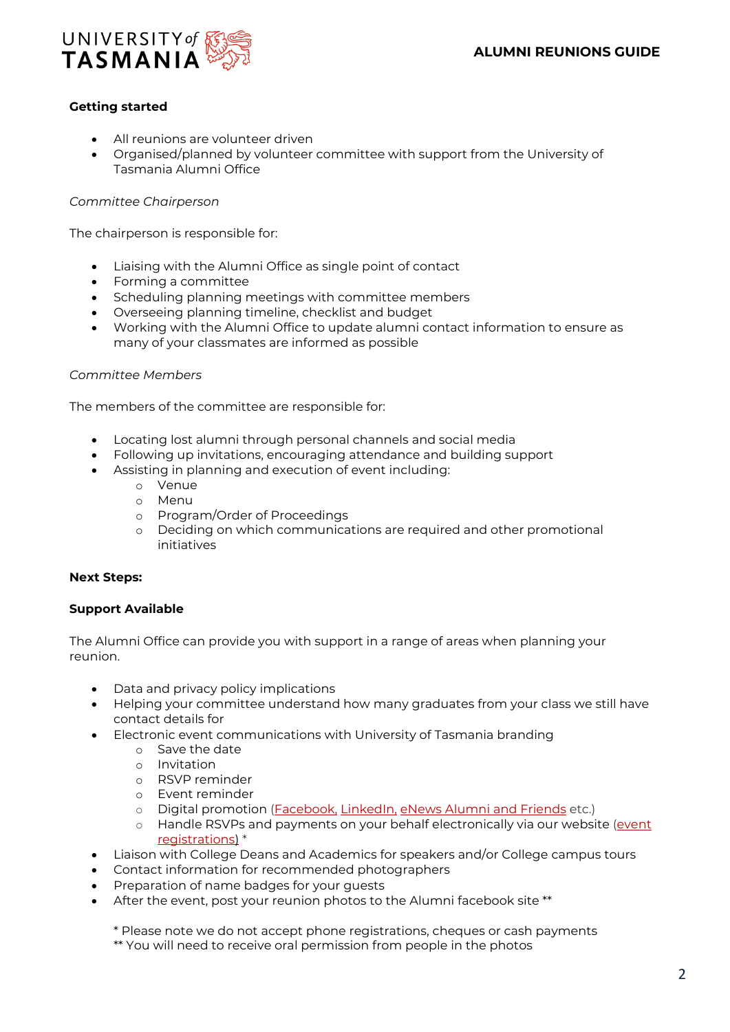**Getting started**

- All reunions are volunteer driven
- Organised/planned by volunteer committee with support from the University of Tasmania Alumni Office

*Committee Chairperson*

The chairperson is responsible for:

- Liaising with the Alumni Office as single point of contact
- Forming a committee
- Scheduling planning meetings with committee members
- Overseeing planning timeline, checklist and budget
- Working with the Alumni Office to update alumni contact information to ensure as many of your classmates are informed as possible

*Committee Members*

The members of the committee are responsible for:

- Locating lost alumni through personal channels and social media
- Following up invitations, encouraging attendance and building support
- Assisting in planning and execution of event including:
  - Venue
  - Menu
  - Program/Order of Proceedings
  - Deciding on which communications are required and other promotional initiatives

**Next Steps:**

**Support Available**

The Alumni Office can provide you with support in a range of areas when planning your reunion.

- Data and privacy policy implications
- Helping your committee understand how many graduates from your class we still have contact details for
- Electronic event communications with University of Tasmania branding
  - Save the date
  - Invitation
  - RSVP reminder
  - Event reminder
  - Digital promotion (Facebook, LinkedIn, eNews Alumni and Friends etc.)
  - Handle RSVPs and payments on your behalf electronically via our website (event registrations) *
- Liaison with College Deans and Academics for speakers and/or College campus tours
- Contact information for recommended photographers
- Preparation of name badges for your guests
- After the event, post your reunion photos to the Alumni facebook site **

\* Please note we do not accept phone registrations, cheques or cash payments
** You will need to receive oral permission from people in the photos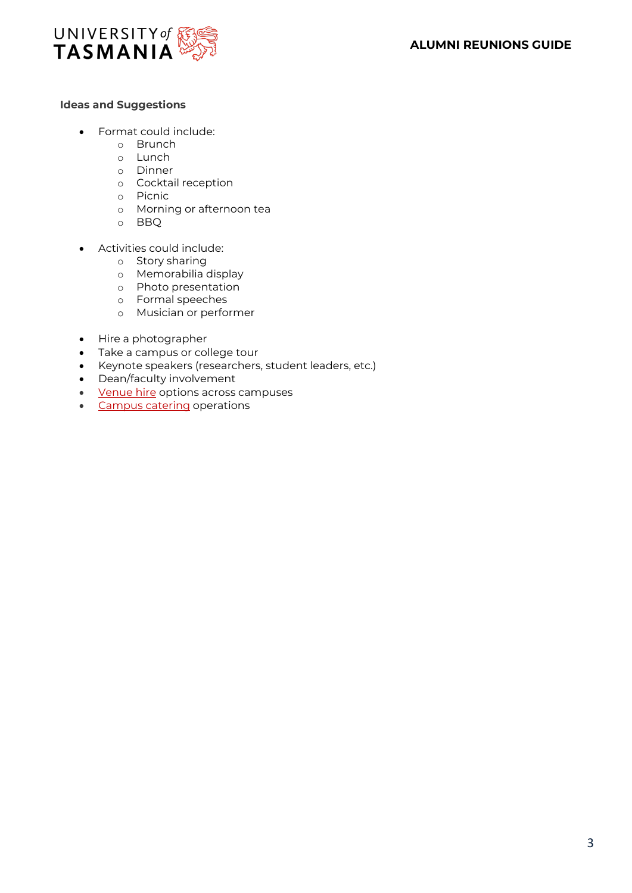### Ideas and Suggestions

- Format could include:
  - Brunch
  - Lunch
  - Dinner
  - Cocktail reception
  - Picnic
  - Morning or afternoon tea
  - BBQ

- Activities could include:
  - Story sharing
  - Memorabilia display
  - Photo presentation
  - Formal speeches
  - Musician or performer

- Hire a photographer
- Take a campus or college tour
- Keynote speakers (researchers, student leaders, etc.)
- Dean/faculty involvement
- Venue hire options across campuses
- Campus catering operations